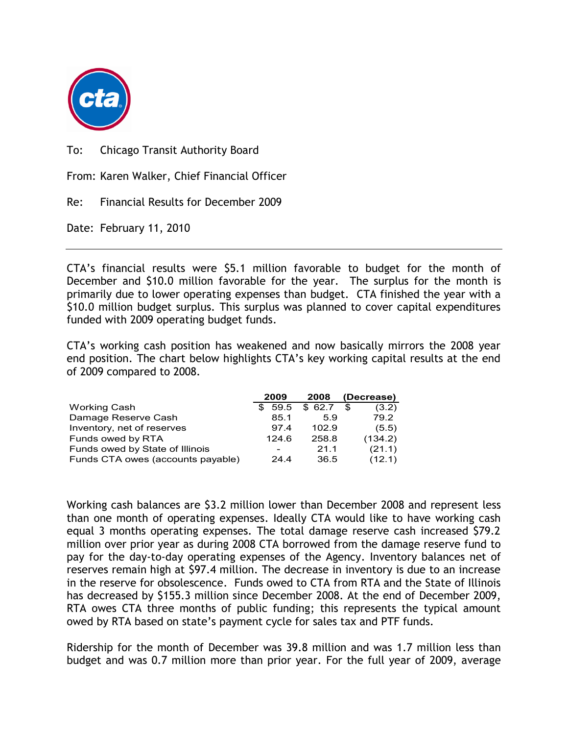To: Chicago Transit Authority Board

From: Karen Walker, Chief Financial Officer

Re: Financial Results for December 2009

Date: February 11, 2010

---

CTA's financial results were $5.1 million favorable to budget for the month of December and $10.0 million favorable for the year. The surplus for the month is primarily due to lower operating expenses than budget. CTA finished the year with a $10.0 million budget surplus. This surplus was planned to cover capital expenditures funded with 2009 operating budget funds.

CTA's working cash position has weakened and now basically mirrors the 2008 year end position. The chart below highlights CTA's key working capital results at the end of 2009 compared to 2008.

| | 2009 | 2008 | (Decrease) |
|---|---|---|---|
| Working Cash | $ 59.5 | $ 62.7 | $ (3.2) |
| Damage Reserve Cash | 85.1 | 5.9 | 79.2 |
| Inventory, net of reserves | 97.4 | 102.9 | (5.5) |
| Funds owed by RTA | 124.6 | 258.8 | (134.2) |
| Funds owed by State of Illinois | - | 21.1 | (21.1) |
| Funds CTA owes (accounts payable) | 24.4 | 36.5 | (12.1) |

Working cash balances are $3.2 million lower than December 2008 and represent less than one month of operating expenses. Ideally CTA would like to have working cash equal 3 months operating expenses. The total damage reserve cash increased $79.2 million over prior year as during 2008 CTA borrowed from the damage reserve fund to pay for the day-to-day operating expenses of the Agency. Inventory balances net of reserves remain high at $97.4 million. The decrease in inventory is due to an increase in the reserve for obsolescence. Funds owed to CTA from RTA and the State of Illinois has decreased by $155.3 million since December 2008. At the end of December 2009, RTA owes CTA three months of public funding; this represents the typical amount owed by RTA based on state's payment cycle for sales tax and PTF funds.

Ridership for the month of December was 39.8 million and was 1.7 million less than budget and was 0.7 million more than prior year. For the full year of 2009, average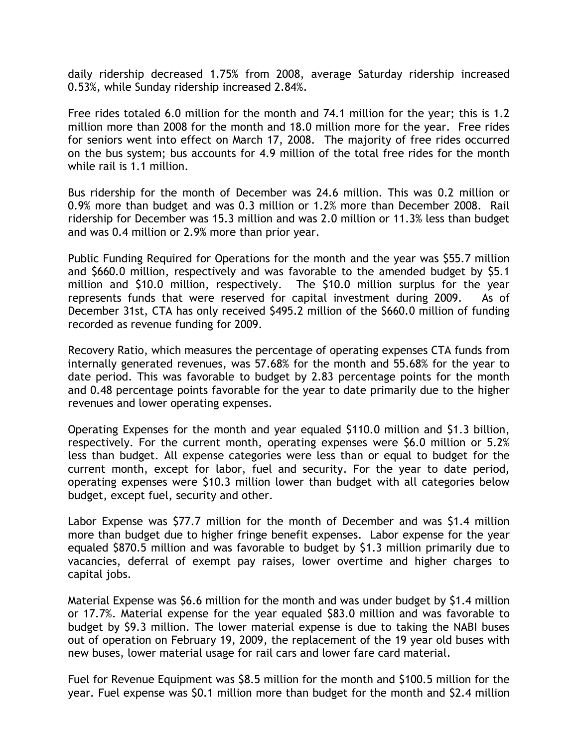daily ridership decreased 1.75% from 2008, average Saturday ridership increased 0.53%, while Sunday ridership increased 2.84%.

Free rides totaled 6.0 million for the month and 74.1 million for the year; this is 1.2 million more than 2008 for the month and 18.0 million more for the year. Free rides for seniors went into effect on March 17, 2008. The majority of free rides occurred on the bus system; bus accounts for 4.9 million of the total free rides for the month while rail is 1.1 million.

Bus ridership for the month of December was 24.6 million. This was 0.2 million or 0.9% more than budget and was 0.3 million or 1.2% more than December 2008. Rail ridership for December was 15.3 million and was 2.0 million or 11.3% less than budget and was 0.4 million or 2.9% more than prior year.

Public Funding Required for Operations for the month and the year was $55.7 million and $660.0 million, respectively and was favorable to the amended budget by $5.1 million and $10.0 million, respectively. The $10.0 million surplus for the year represents funds that were reserved for capital investment during 2009. As of December 31st, CTA has only received $495.2 million of the $660.0 million of funding recorded as revenue funding for 2009.

Recovery Ratio, which measures the percentage of operating expenses CTA funds from internally generated revenues, was 57.68% for the month and 55.68% for the year to date period. This was favorable to budget by 2.83 percentage points for the month and 0.48 percentage points favorable for the year to date primarily due to the higher revenues and lower operating expenses.

Operating Expenses for the month and year equaled $110.0 million and $1.3 billion, respectively. For the current month, operating expenses were $6.0 million or 5.2% less than budget. All expense categories were less than or equal to budget for the current month, except for labor, fuel and security. For the year to date period, operating expenses were $10.3 million lower than budget with all categories below budget, except fuel, security and other.

Labor Expense was $77.7 million for the month of December and was $1.4 million more than budget due to higher fringe benefit expenses. Labor expense for the year equaled $870.5 million and was favorable to budget by $1.3 million primarily due to vacancies, deferral of exempt pay raises, lower overtime and higher charges to capital jobs.

Material Expense was $6.6 million for the month and was under budget by $1.4 million or 17.7%. Material expense for the year equaled $83.0 million and was favorable to budget by $9.3 million. The lower material expense is due to taking the NABI buses out of operation on February 19, 2009, the replacement of the 19 year old buses with new buses, lower material usage for rail cars and lower fare card material.

Fuel for Revenue Equipment was $8.5 million for the month and $100.5 million for the year. Fuel expense was $0.1 million more than budget for the month and $2.4 million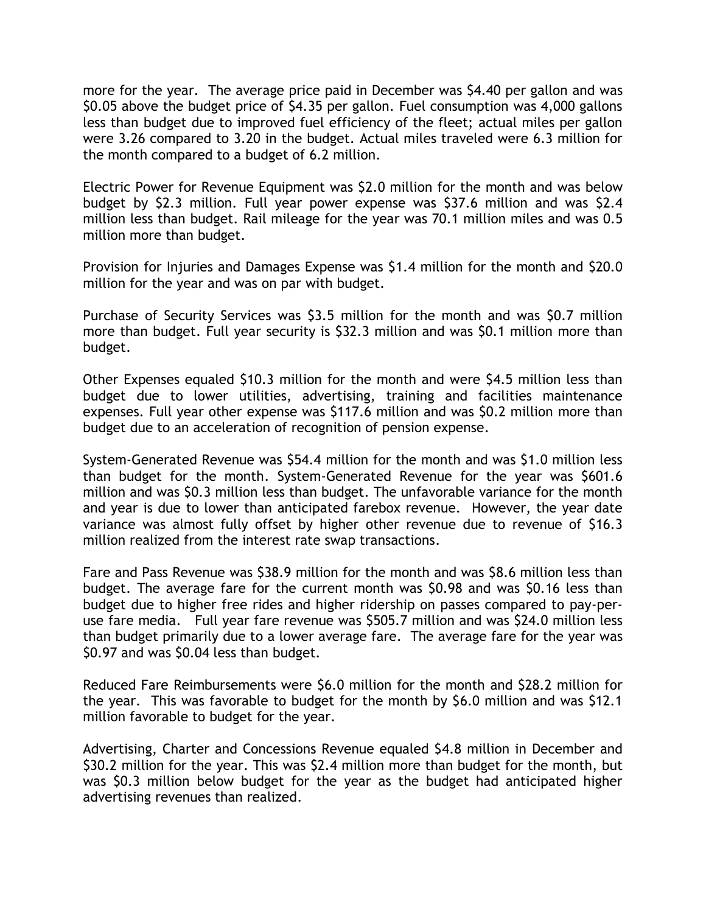more for the year. The average price paid in December was $4.40 per gallon and was $0.05 above the budget price of $4.35 per gallon. Fuel consumption was 4,000 gallons less than budget due to improved fuel efficiency of the fleet; actual miles per gallon were 3.26 compared to 3.20 in the budget. Actual miles traveled were 6.3 million for the month compared to a budget of 6.2 million.

Electric Power for Revenue Equipment was $2.0 million for the month and was below budget by $2.3 million. Full year power expense was $37.6 million and was $2.4 million less than budget. Rail mileage for the year was 70.1 million miles and was 0.5 million more than budget.

Provision for Injuries and Damages Expense was $1.4 million for the month and $20.0 million for the year and was on par with budget.

Purchase of Security Services was $3.5 million for the month and was $0.7 million more than budget. Full year security is $32.3 million and was $0.1 million more than budget.

Other Expenses equaled $10.3 million for the month and were $4.5 million less than budget due to lower utilities, advertising, training and facilities maintenance expenses. Full year other expense was $117.6 million and was $0.2 million more than budget due to an acceleration of recognition of pension expense.

System-Generated Revenue was $54.4 million for the month and was $1.0 million less than budget for the month. System-Generated Revenue for the year was $601.6 million and was $0.3 million less than budget. The unfavorable variance for the month and year is due to lower than anticipated farebox revenue. However, the year date variance was almost fully offset by higher other revenue due to revenue of $16.3 million realized from the interest rate swap transactions.

Fare and Pass Revenue was $38.9 million for the month and was $8.6 million less than budget. The average fare for the current month was $0.98 and was $0.16 less than budget due to higher free rides and higher ridership on passes compared to pay-per-use fare media. Full year fare revenue was $505.7 million and was $24.0 million less than budget primarily due to a lower average fare. The average fare for the year was $0.97 and was $0.04 less than budget.

Reduced Fare Reimbursements were $6.0 million for the month and $28.2 million for the year. This was favorable to budget for the month by $6.0 million and was $12.1 million favorable to budget for the year.

Advertising, Charter and Concessions Revenue equaled $4.8 million in December and $30.2 million for the year. This was $2.4 million more than budget for the month, but was $0.3 million below budget for the year as the budget had anticipated higher advertising revenues than realized.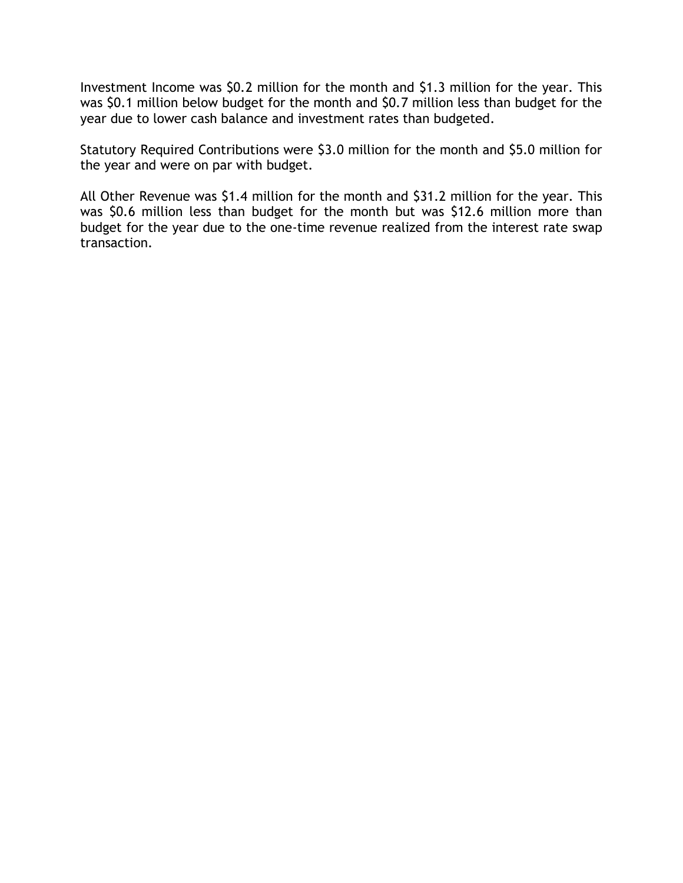Investment Income was $0.2 million for the month and $1.3 million for the year. This was $0.1 million below budget for the month and $0.7 million less than budget for the year due to lower cash balance and investment rates than budgeted.

Statutory Required Contributions were $3.0 million for the month and $5.0 million for the year and were on par with budget.

All Other Revenue was $1.4 million for the month and $31.2 million for the year. This was $0.6 million less than budget for the month but was $12.6 million more than budget for the year due to the one-time revenue realized from the interest rate swap transaction.